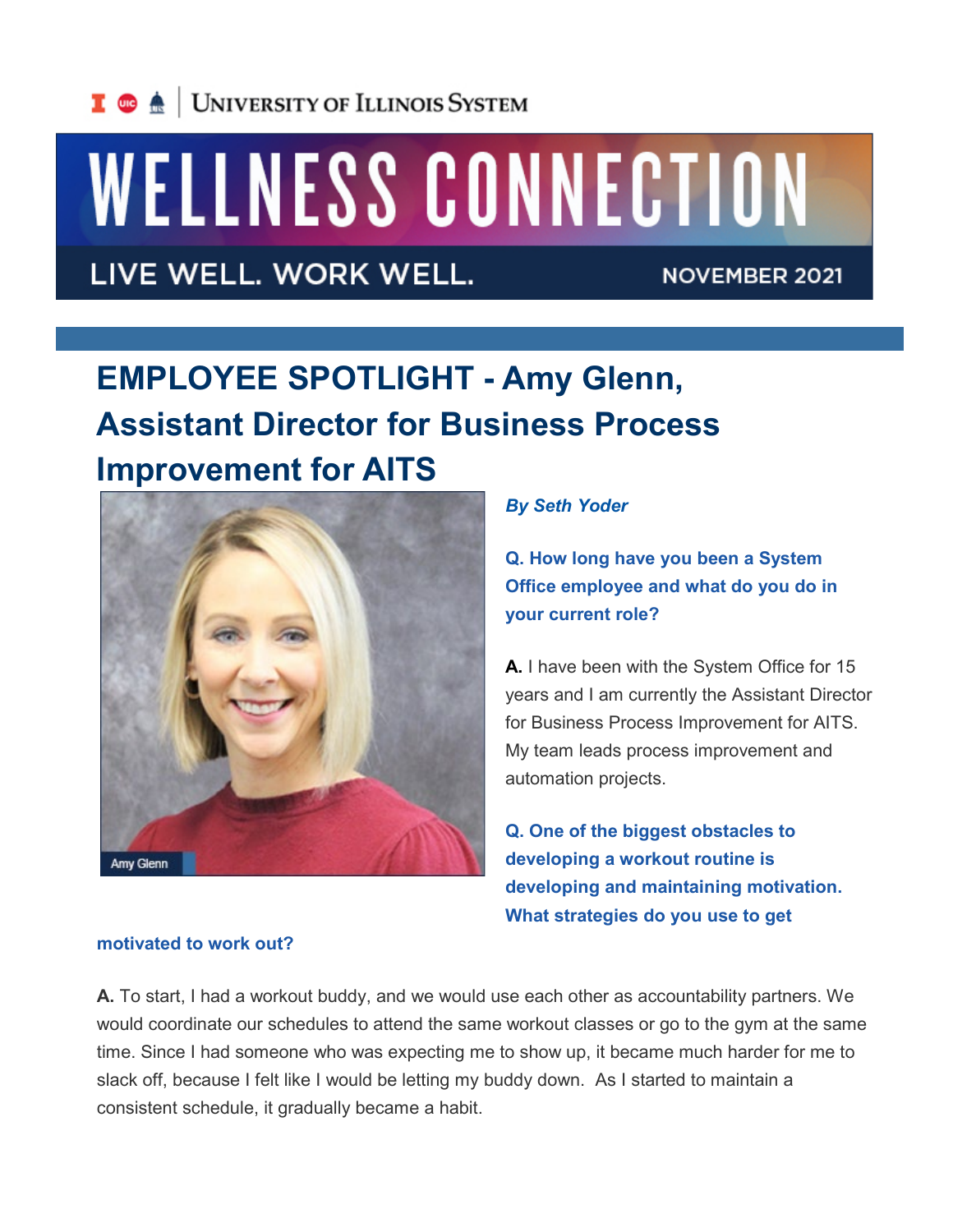UNIVERSITY OF ILLINOIS SYSTEM

# WELLNESS CONNECTION

LIVE WELL. WORK WELL. NOVEMBER 2021

## EMPLOYEE SPOTLIGHT - Amy Glenn, Assistant Director for Business Process Improvement for AITS

Amy Glenn

***By Seth Yoder***

**Q. How long have you been a System Office employee and what do you do in your current role?**

**A.** I have been with the System Office for 15 years and I am currently the Assistant Director for Business Process Improvement for AITS. My team leads process improvement and automation projects.

**Q. One of the biggest obstacles to developing a workout routine is developing and maintaining motivation. What strategies do you use to get motivated to work out?**

**A.** To start, I had a workout buddy, and we would use each other as accountability partners. We would coordinate our schedules to attend the same workout classes or go to the gym at the same time. Since I had someone who was expecting me to show up, it became much harder for me to slack off, because I felt like I would be letting my buddy down. As I started to maintain a consistent schedule, it gradually became a habit.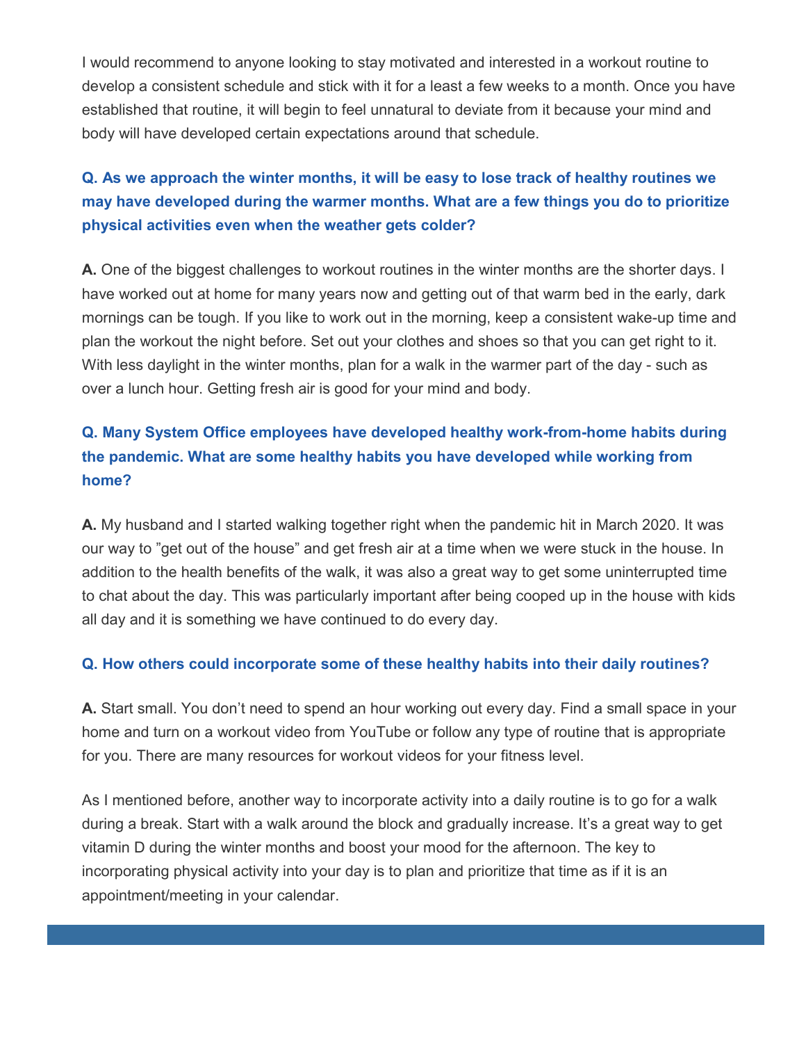I would recommend to anyone looking to stay motivated and interested in a workout routine to develop a consistent schedule and stick with it for a least a few weeks to a month. Once you have established that routine, it will begin to feel unnatural to deviate from it because your mind and body will have developed certain expectations around that schedule.

**Q. As we approach the winter months, it will be easy to lose track of healthy routines we may have developed during the warmer months. What are a few things you do to prioritize physical activities even when the weather gets colder?**

**A.** One of the biggest challenges to workout routines in the winter months are the shorter days. I have worked out at home for many years now and getting out of that warm bed in the early, dark mornings can be tough. If you like to work out in the morning, keep a consistent wake-up time and plan the workout the night before. Set out your clothes and shoes so that you can get right to it. With less daylight in the winter months, plan for a walk in the warmer part of the day - such as over a lunch hour. Getting fresh air is good for your mind and body.

**Q. Many System Office employees have developed healthy work-from-home habits during the pandemic. What are some healthy habits you have developed while working from home?**

**A.** My husband and I started walking together right when the pandemic hit in March 2020. It was our way to "get out of the house" and get fresh air at a time when we were stuck in the house. In addition to the health benefits of the walk, it was also a great way to get some uninterrupted time to chat about the day. This was particularly important after being cooped up in the house with kids all day and it is something we have continued to do every day.

**Q. How others could incorporate some of these healthy habits into their daily routines?**

**A.** Start small. You don't need to spend an hour working out every day. Find a small space in your home and turn on a workout video from YouTube or follow any type of routine that is appropriate for you. There are many resources for workout videos for your fitness level.

As I mentioned before, another way to incorporate activity into a daily routine is to go for a walk during a break. Start with a walk around the block and gradually increase. It's a great way to get vitamin D during the winter months and boost your mood for the afternoon. The key to incorporating physical activity into your day is to plan and prioritize that time as if it is an appointment/meeting in your calendar.